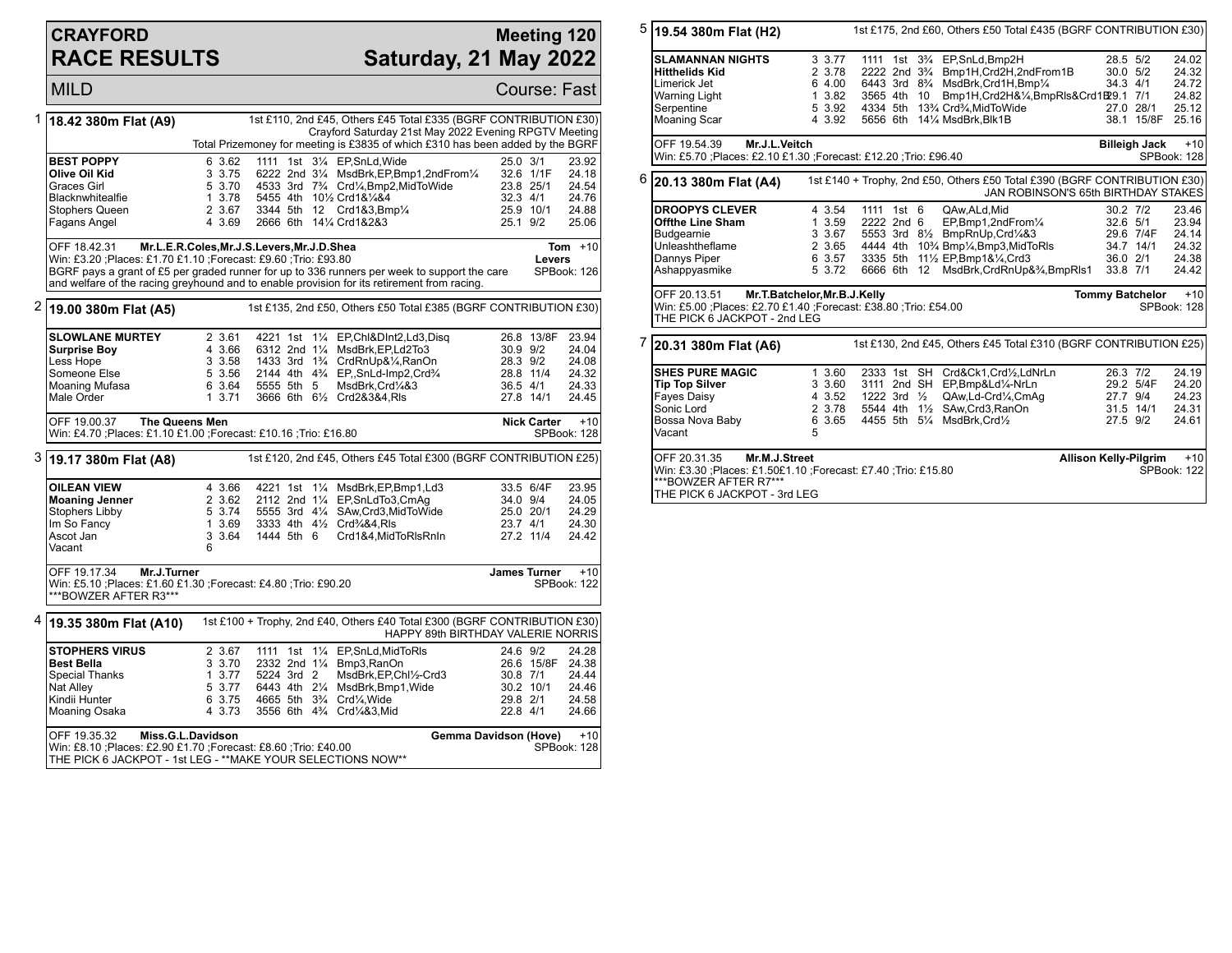# CRAYFORD RACE RESULTS

## Meeting 120 — Saturday, 21 May 2022

MILD — Course: Fast

### 1 — 18.42 380m Flat (A9)

1st £110, 2nd £45, Others £45 Total £335 (BGRF CONTRIBUTION £30)
Crayford Saturday 21st May 2022 Evening RPGTV Meeting
Total Prizemoney for meeting is £3835 of which £310 has been added by the BGRF

| Greyhound | Trap | Split | Sectionals | Pos | Dist | Comments | Wt | SP | Time |
|---|---|---|---|---|---|---|---|---|---|
| BEST POPPY | 6 | 3.62 | 1111 | 1st | 3¼ | EP,SnLd,Wide | 25.0 | 3/1 | 23.92 |
| Olive Oil Kid | 3 | 3.75 | 6222 | 2nd | 3¼ | MsdBrk,EP,Bmp1,2ndFrom¼ | 32.6 | 1/1F | 24.18 |
| Graces Girl | 5 | 3.70 | 4533 | 3rd | 7¾ | Crd¼,Bmp2,MidToWide | 23.8 | 25/1 | 24.54 |
| Blacknwhitealfie | 1 | 3.78 | 5455 | 4th | 10½ | Crd1&¼&4 | 32.3 | 4/1 | 24.76 |
| Stophers Queen | 2 | 3.67 | 3344 | 5th | 12 | Crd1&3,Bmp¼ | 25.9 | 10/1 | 24.88 |
| Fagans Angel | 4 | 3.69 | 2666 | 6th | 14¼ | Crd1&2&3 | 25.1 | 9/2 | 25.06 |

OFF 18.42.31 Mr.L.E.R.Coles,Mr.J.S.Levers,Mr.J.D.Shea — Tom Levers +10
Win: £3.20 ;Places: £1.70 £1.10 ;Forecast: £9.60 ;Trio: £93.80 — SPBook: 126
BGRF pays a grant of £5 per graded runner for up to 336 runners per week to support the care and welfare of the racing greyhound and to enable provision for its retirement from racing.

### 2 — 19.00 380m Flat (A5)

1st £135, 2nd £50, Others £50 Total £385 (BGRF CONTRIBUTION £30)

| Greyhound | Trap | Split | Sectionals | Pos | Dist | Comments | Wt | SP | Time |
|---|---|---|---|---|---|---|---|---|---|
| SLOWLANE MURTEY | 2 | 3.61 | 4221 | 1st | 1¼ | EP,Chl&DInt2,Ld3,Disq | 26.8 | 13/8F | 23.94 |
| Surprise Boy | 4 | 3.66 | 6312 | 2nd | 1¼ | MsdBrk,EP,Ld2To3 | 30.9 | 9/2 | 24.04 |
| Less Hope | 3 | 3.58 | 1433 | 3rd | 1¾ | CrdRnUp&¼,RanOn | 28.3 | 9/2 | 24.08 |
| Someone Else | 5 | 3.56 | 2144 | 4th | 4¾ | EP,,SnLd-Imp2,Crd¾ | 28.8 | 11/4 | 24.32 |
| Moaning Mufasa | 6 | 3.64 | 5555 | 5th | 5 | MsdBrk,Crd¼&3 | 36.5 | 4/1 | 24.33 |
| Male Order | 1 | 3.71 | 3666 | 6th | 6½ | Crd2&3&4,Rls | 27.8 | 14/1 | 24.45 |

OFF 19.00.37 The Queens Men — Nick Carter +10
Win: £4.70 ;Places: £1.10 £1.00 ;Forecast: £10.16 ;Trio: £16.80 — SPBook: 128

### 3 — 19.17 380m Flat (A8)

1st £120, 2nd £45, Others £45 Total £300 (BGRF CONTRIBUTION £25)

| Greyhound | Trap | Split | Sectionals | Pos | Dist | Comments | Wt | SP | Time |
|---|---|---|---|---|---|---|---|---|---|
| OILEAN VIEW | 4 | 3.66 | 4221 | 1st | 1¼ | MsdBrk,EP,Bmp1,Ld3 | 33.5 | 6/4F | 23.95 |
| Moaning Jenner | 2 | 3.62 | 2112 | 2nd | 1¼ | EP,SnLdTo3,CmAg | 34.0 | 9/4 | 24.05 |
| Stophers Libby | 5 | 3.74 | 5555 | 3rd | 4¼ | SAw,Crd3,MidToWide | 25.0 | 20/1 | 24.29 |
| Im So Fancy | 1 | 3.69 | 3333 | 4th | 4½ | Crd¾&4,Rls | 23.7 | 4/1 | 24.30 |
| Ascot Jan | 3 | 3.64 | 1444 | 5th | 6 | Crd1&4,MidToRlsRnIn | 27.2 | 11/4 | 24.42 |
| Vacant | 6 | | | | | | | | |

OFF 19.17.34 Mr.J.Turner — James Turner +10
Win: £5.10 ;Places: £1.60 £1.30 ;Forecast: £4.80 ;Trio: £90.20 — SPBook: 122
***BOWZER AFTER R3***

### 4 — 19.35 380m Flat (A10)

1st £100 + Trophy, 2nd £40, Others £40 Total £300 (BGRF CONTRIBUTION £30)
HAPPY 89th BIRTHDAY VALERIE NORRIS

| Greyhound | Trap | Split | Sectionals | Pos | Dist | Comments | Wt | SP | Time |
|---|---|---|---|---|---|---|---|---|---|
| STOPHERS VIRUS | 2 | 3.67 | 1111 | 1st | 1¼ | EP,SnLd,MidToRls | 24.6 | 9/2 | 24.28 |
| Best Bella | 3 | 3.70 | 2332 | 2nd | 1¼ | Bmp3,RanOn | 26.6 | 15/8F | 24.38 |
| Special Thanks | 1 | 3.77 | 5224 | 3rd | 2 | MsdBrk,EP,Chl½-Crd3 | 30.8 | 7/1 | 24.44 |
| Nat Alley | 5 | 3.77 | 6443 | 4th | 2¼ | MsdBrk,Bmp1,Wide | 30.2 | 10/1 | 24.46 |
| Kindii Hunter | 6 | 3.75 | 4665 | 5th | 3¾ | Crd¼,Wide | 29.8 | 2/1 | 24.58 |
| Moaning Osaka | 4 | 3.73 | 3556 | 6th | 4¾ | Crd¼&3,Mid | 22.8 | 4/1 | 24.66 |

OFF 19.35.32 Miss.G.L.Davidson — Gemma Davidson (Hove) +10
Win: £8.10 ;Places: £2.90 £1.70 ;Forecast: £8.60 ;Trio: £40.00 — SPBook: 128
THE PICK 6 JACKPOT - 1st LEG - **MAKE YOUR SELECTIONS NOW**

### 5 — 19.54 380m Flat (H2)

1st £175, 2nd £60, Others £50 Total £435 (BGRF CONTRIBUTION £30)

| Greyhound | Trap | Split | Sectionals | Pos | Dist | Comments | Wt | SP | Time |
|---|---|---|---|---|---|---|---|---|---|
| SLAMANNAN NIGHTS | 3 | 3.77 | 1111 | 1st | 3¾ | EP,SnLd,Bmp2H | 28.5 | 5/2 | 24.02 |
| Hitthelids Kid | 2 | 3.78 | 2222 | 2nd | 3¾ | Bmp1H,Crd2H,2ndFrom1B | 30.0 | 5/2 | 24.32 |
| Limerick Jet | 6 | 4.00 | 6443 | 3rd | 8¾ | MsdBrk,Crd1H,Bmp¼ | 34.3 | 4/1 | 24.72 |
| Warning Light | 1 | 3.82 | 3565 | 4th | 10 | Bmp1H,Crd2H&¼,BmpRls&Crd1B | 29.1 | 7/1 | 24.82 |
| Serpentine | 5 | 3.92 | 4334 | 5th | 13¾ | Crd¾,MidToWide | 27.0 | 28/1 | 25.12 |
| Moaning Scar | 4 | 3.92 | 5656 | 6th | 14¼ | MsdBrk,Blk1B | 38.1 | 15/8F | 25.16 |

OFF 19.54.39 Mr.J.L.Veitch — Billeigh Jack +10
Win: £5.70 ;Places: £2.10 £1.30 ;Forecast: £12.20 ;Trio: £96.40 — SPBook: 128

### 6 — 20.13 380m Flat (A4)

1st £140 + Trophy, 2nd £50, Others £50 Total £390 (BGRF CONTRIBUTION £30)
JAN ROBINSON'S 65th BIRTHDAY STAKES

| Greyhound | Trap | Split | Sectionals | Pos | Dist | Comments | Wt | SP | Time |
|---|---|---|---|---|---|---|---|---|---|
| DROOPYS CLEVER | 4 | 3.54 | 1111 | 1st | 6 | QAw,ALd,Mid | 30.2 | 7/2 | 23.46 |
| Offthe Line Sham | 1 | 3.59 | 2222 | 2nd | 6 | EP,Bmp1,2ndFrom¼ | 32.6 | 5/1 | 23.94 |
| Budgearnie | 3 | 3.67 | 5553 | 3rd | 8½ | BmpRnUp,Crd¼&3 | 29.6 | 7/4F | 24.14 |
| Unleashtheflame | 2 | 3.65 | 4444 | 4th | 10¾ | Bmp¼,Bmp3,MidToRls | 34.7 | 14/1 | 24.32 |
| Dannys Piper | 6 | 3.57 | 3335 | 5th | 11½ | EP,Bmp1&¼,Crd3 | 36.0 | 2/1 | 24.38 |
| Ashappyasmike | 5 | 3.72 | 6666 | 6th | 12 | MsdBrk,CrdRnUp&¾,BmpRls1 | 33.8 | 7/1 | 24.42 |

OFF 20.13.51 Mr.T.Batchelor,Mr.B.J.Kelly — Tommy Batchelor +10
Win: £5.00 ;Places: £2.70 £1.40 ;Forecast: £38.80 ;Trio: £54.00 — SPBook: 128
THE PICK 6 JACKPOT - 2nd LEG

### 7 — 20.31 380m Flat (A6)

1st £130, 2nd £45, Others £45 Total £310 (BGRF CONTRIBUTION £25)

| Greyhound | Trap | Split | Sectionals | Pos | Dist | Comments | Wt | SP | Time |
|---|---|---|---|---|---|---|---|---|---|
| SHES PURE MAGIC | 1 | 3.60 | 2333 | 1st | SH | Crd&Ck1,Crd½,LdNrLn | 26.3 | 7/2 | 24.19 |
| Tip Top Silver | 3 | 3.60 | 3111 | 2nd | SH | EP,Bmp&Ld¼-NrLn | 29.2 | 5/4F | 24.20 |
| Fayes Daisy | 4 | 3.52 | 1222 | 3rd | ½ | QAw,Ld-Crd¼,CmAg | 27.7 | 9/4 | 24.23 |
| Sonic Lord | 2 | 3.78 | 5544 | 4th | 1½ | SAw,Crd3,RanOn | 31.5 | 14/1 | 24.31 |
| Bossa Nova Baby | 6 | 3.65 | 4455 | 5th | 5¼ | MsdBrk,Crd½ | 27.5 | 9/2 | 24.61 |
| Vacant | 5 | | | | | | | | |

OFF 20.31.35 Mr.M.J.Street — Allison Kelly-Pilgrim +10
Win: £3.30 ;Places: £1.50£1.10 ;Forecast: £7.40 ;Trio: £15.80 — SPBook: 122
***BOWZER AFTER R7***
THE PICK 6 JACKPOT - 3rd LEG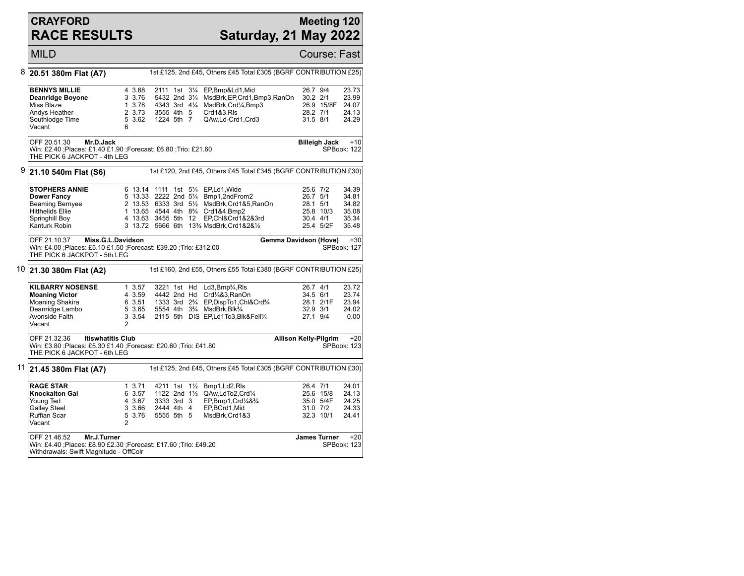# CRAYFORD RACE RESULTS

## Meeting 120 — Saturday, 21 May 2022

MILD — Course: Fast

### 8 — 20.51 380m Flat (A7)

1st £125, 2nd £45, Others £45 Total £305 (BGRF CONTRIBUTION £25)

| | | | | | | | | | | |
|---|---|---|---|---|---|---|---|---|---|---|
| **BENNYS MILLIE** | 4 | 3.68 | 2111 | 1st | 3¼ | EP,Bmp&Ld1,Mid | 26.7 | 9/4 | 23.73 |
| **Deanridge Boyone** | 3 | 3.76 | 5432 | 2nd | 3¼ | MsdBrk,EP,Crd1,Bmp3,RanOn | 30.2 | 2/1 | 23.99 |
| Miss Blaze | 1 | 3.78 | 4343 | 3rd | 4¼ | MsdBrk,Crd¼,Bmp3 | 26.9 | 15/8F | 24.07 |
| Andys Heather | 2 | 3.73 | 3555 | 4th | 5 | Crd1&3,Rls | 28.2 | 7/1 | 24.13 |
| Southlodge Time | 5 | 3.62 | 1224 | 5th | 7 | QAw,Ld-Crd1,Crd3 | 31.5 | 8/1 | 24.29 |
| Vacant | 6 | | | | | | | | |

OFF 20.51.30 **Mr.D.Jack** — **Billeigh Jack** +10
Win: £2.40 ;Places: £1.40 £1.90 ;Forecast: £6.80 ;Trio: £21.60 — SPBook: 122
THE PICK 6 JACKPOT - 4th LEG

### 9 — 21.10 540m Flat (S6)

1st £120, 2nd £45, Others £45 Total £345 (BGRF CONTRIBUTION £30)

| | | | | | | | | | |
|---|---|---|---|---|---|---|---|---|---|
| **STOPHERS ANNIE** | 6 | 13.14 | 1111 | 1st | 5¼ | EP,Ld1,Wide | 25.6 | 7/2 | 34.39 |
| **Dower Fancy** | 5 | 13.33 | 2222 | 2nd | 5¼ | Bmp1,2ndFrom2 | 26.7 | 5/1 | 34.81 |
| Beaming Bernyee | 2 | 13.53 | 6333 | 3rd | 5½ | MsdBrk,Crd1&5,RanOn | 28.1 | 5/1 | 34.82 |
| Hitthelids Ellie | 1 | 13.65 | 4544 | 4th | 8¾ | Crd1&4,Bmp2 | 25.8 | 10/3 | 35.08 |
| Springhill Boy | 4 | 13.63 | 3455 | 5th | 12 | EP,Chl&Crd1&2&3rd | 30.4 | 4/1 | 35.34 |
| Kanturk Robin | 3 | 13.72 | 5666 | 6th | 13¾ | MsdBrk,Crd1&2&½ | 25.4 | 5/2F | 35.48 |

OFF 21.10.37 **Miss.G.L.Davidson** — **Gemma Davidson (Hove)** +30
Win: £4.00 ;Places: £5.10 £1.50 ;Forecast: £39.20 ;Trio: £312.00 — SPBook: 127
THE PICK 6 JACKPOT - 5th LEG

### 10 — 21.30 380m Flat (A2)

1st £160, 2nd £55, Others £55 Total £380 (BGRF CONTRIBUTION £25)

| | | | | | | | | | |
|---|---|---|---|---|---|---|---|---|---|
| **KILBARRY NOSENSE** | 1 | 3.57 | 3221 | 1st | Hd | Ld3,Bmp¾,Rls | 26.7 | 4/1 | 23.72 |
| **Moaning Victor** | 4 | 3.59 | 4442 | 2nd | Hd | Crd¼&3,RanOn | 34.5 | 6/1 | 23.74 |
| Moaning Shakira | 6 | 3.51 | 1333 | 3rd | 2¾ | EP,DispTo1,Chl&Crd¾ | 28.1 | 2/1F | 23.94 |
| Deanridge Lambo | 5 | 3.65 | 5554 | 4th | 3¾ | MsdBrk,Blk¾ | 32.9 | 3/1 | 24.02 |
| Avonside Faith | 3 | 3.54 | 2115 | 5th | DIS | EP,Ld1To3,Blk&Fell¾ | 27.1 | 9/4 | 0.00 |
| Vacant | 2 | | | | | | | | |

OFF 21.32.36 **Itiswhatitis Club** — **Allison Kelly-Pilgrim** +20
Win: £3.80 ;Places: £5.30 £1.40 ;Forecast: £20.60 ;Trio: £41.80 — SPBook: 123
THE PICK 6 JACKPOT - 6th LEG

### 11 — 21.45 380m Flat (A7)

1st £125, 2nd £45, Others £45 Total £305 (BGRF CONTRIBUTION £30)

| | | | | | | | | | |
|---|---|---|---|---|---|---|---|---|---|
| **RAGE STAR** | 1 | 3.71 | 4211 | 1st | 1½ | Bmp1,Ld2,Rls | 26.4 | 7/1 | 24.01 |
| **Knockalton Gal** | 6 | 3.57 | 1122 | 2nd | 1½ | QAw,LdTo2,Crd¼ | 25.6 | 15/8 | 24.13 |
| Young Ted | 4 | 3.67 | 3333 | 3rd | 3 | EP,Bmp1,Crd¼&¾ | 35.0 | 5/4F | 24.25 |
| Galley Steel | 3 | 3.66 | 2444 | 4th | 4 | EP,BCrd1,Mid | 31.0 | 7/2 | 24.33 |
| Ruffian Scar | 5 | 3.76 | 5555 | 5th | 5 | MsdBrk,Crd1&3 | 32.3 | 10/1 | 24.41 |
| Vacant | 2 | | | | | | | | |

OFF 21.46.52 **Mr.J.Turner** — **James Turner** +20
Win: £4.40 ;Places: £8.90 £2.30 ;Forecast: £17.60 ;Trio: £49.20 — SPBook: 123
Withdrawals: Swift Magnitude - OffColr